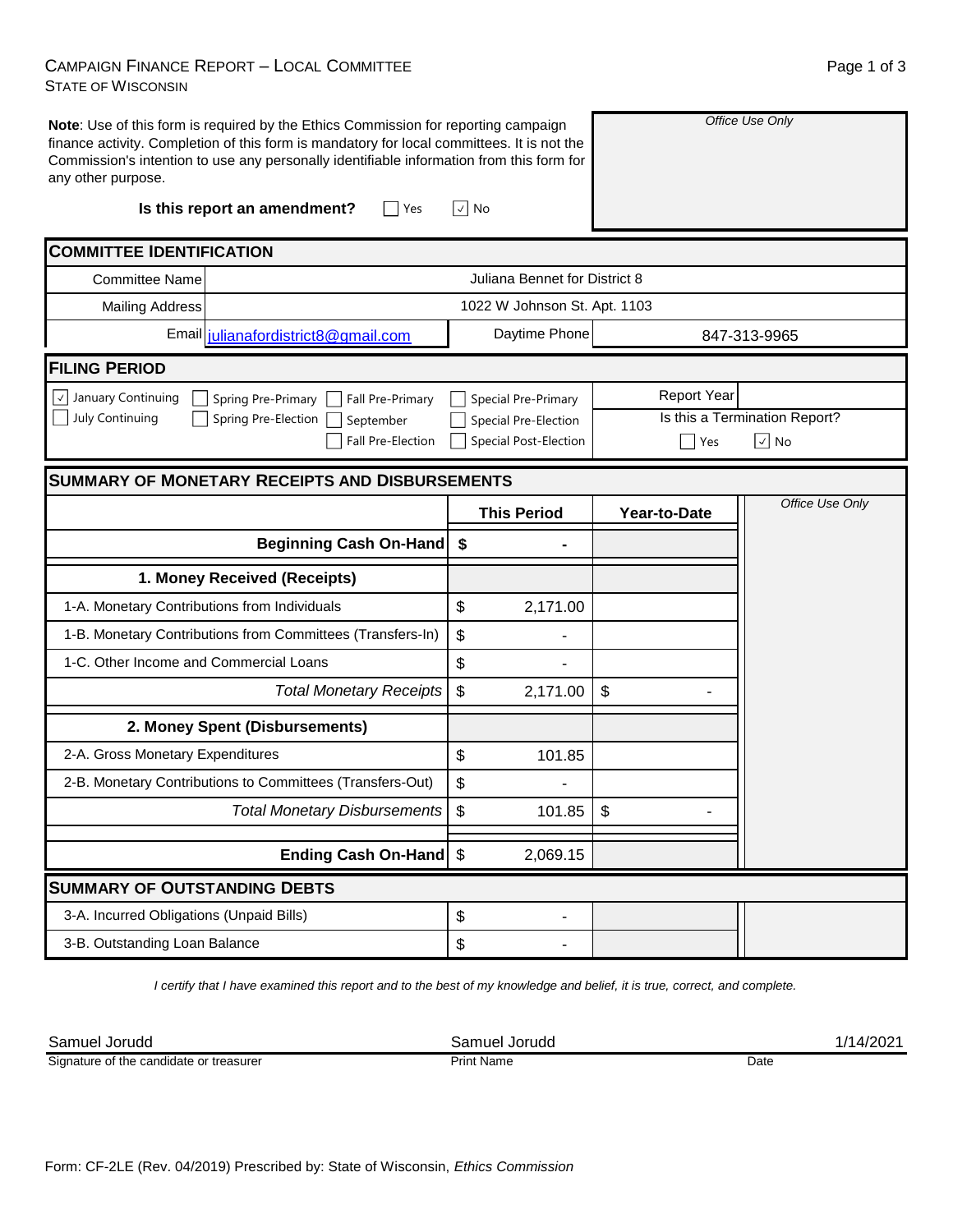# Campaign Finance Report – Local Committee
State of Wisconsin

**Note**: Use of this form is required by the Ethics Commission for reporting campaign finance activity. Completion of this form is mandatory for local committees. It is not the Commission's intention to use any personally identifiable information from this form for any other purpose.

*Office Use Only*

**Is this report an amendment?** ☐ Yes ☑ No

## COMMITTEE IDENTIFICATION

| | |
|---|---|
| Committee Name | Juliana Bennet for District 8 |
| Mailing Address | 1022 W Johnson St. Apt. 1103 |
| Email | julianafordistrict8@gmail.com |
| Daytime Phone | 847-313-9965 |

## FILING PERIOD

☑ January Continuing ☐ July Continuing ☐ Spring Pre-Primary ☐ Spring Pre-Election ☐ Fall Pre-Primary ☐ September ☐ Fall Pre-Election ☐ Special Pre-Primary ☐ Special Pre-Election ☐ Special Post-Election

Report Year:

Is this a Termination Report? ☐ Yes ☑ No

## SUMMARY OF MONETARY RECEIPTS AND DISBURSEMENTS

| | This Period | Year-to-Date |
|---|---|---|
| **Beginning Cash On-Hand** | $ - | |
| **1. Money Received (Receipts)** | | |
| 1-A. Monetary Contributions from Individuals | $ 2,171.00 | |
| 1-B. Monetary Contributions from Committees (Transfers-In) | $ - | |
| 1-C. Other Income and Commercial Loans | $ - | |
| *Total Monetary Receipts* | $ 2,171.00 | $ - |
| **2. Money Spent (Disbursements)** | | |
| 2-A. Gross Monetary Expenditures | $ 101.85 | |
| 2-B. Monetary Contributions to Committees (Transfers-Out) | $ - | |
| *Total Monetary Disbursements* | $ 101.85 | $ - |
| **Ending Cash On-Hand** | $ 2,069.15 | |

*Office Use Only*

## SUMMARY OF OUTSTANDING DEBTS

| | |
|---|---|
| 3-A. Incurred Obligations (Unpaid Bills) | $ - |
| 3-B. Outstanding Loan Balance | $ - |

*I certify that I have examined this report and to the best of my knowledge and belief, it is true, correct, and complete.*

| Signature of the candidate or treasurer | Print Name | Date |
|---|---|---|
| Samuel Jorudd | Samuel Jorudd | 1/14/2021 |

Form: CF-2LE (Rev. 04/2019) Prescribed by: State of Wisconsin, *Ethics Commission*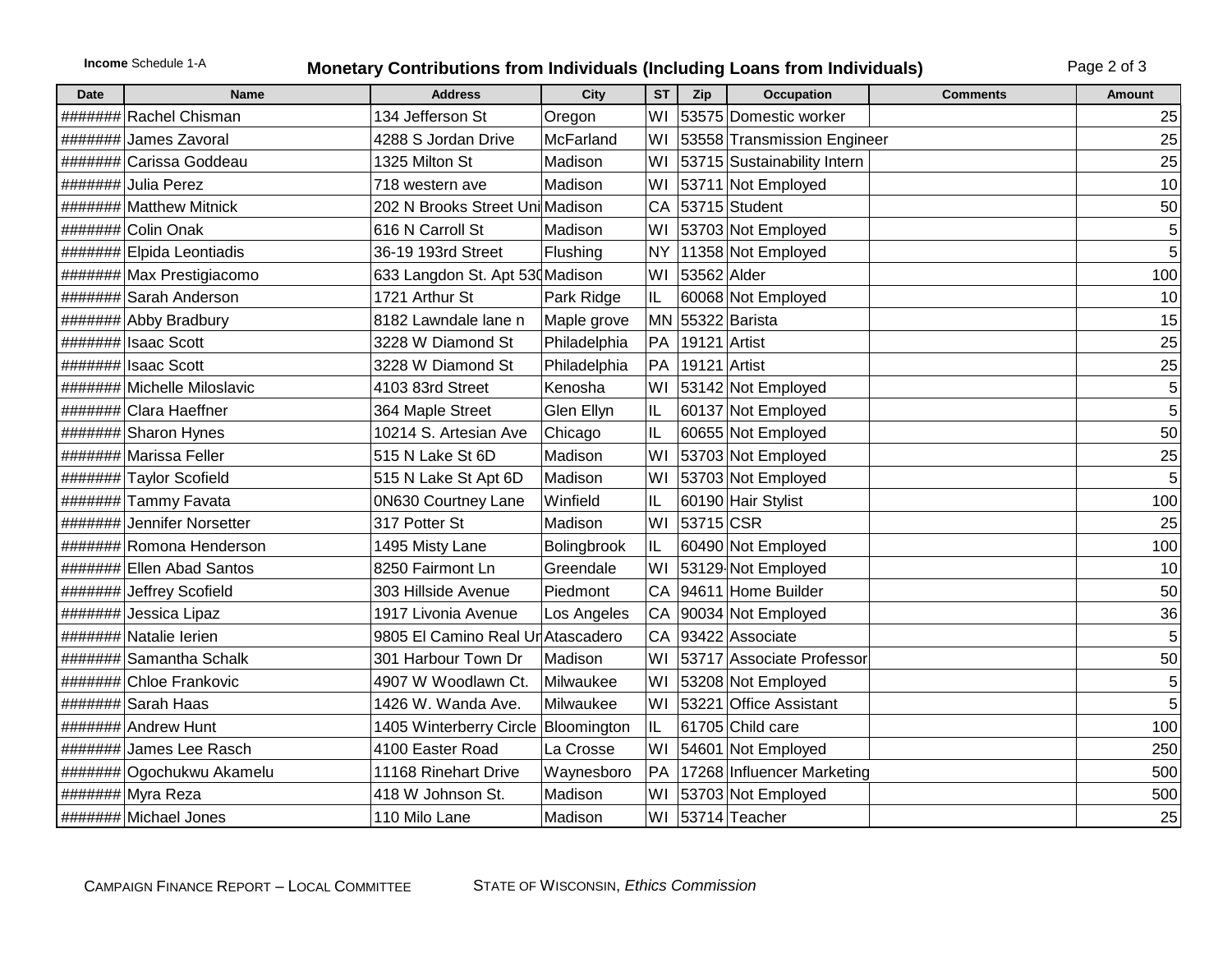**Income** Schedule 1-A

# Monetary Contributions from Individuals (Including Loans from Individuals)

| Date | Name | Address | City | ST | Zip | Occupation | Comments | Amount |
|---|---|---|---|---|---|---|---|---|
| ####### | Rachel Chisman | 134 Jefferson St | Oregon | WI | 53575 | Domestic worker | | 25 |
| ####### | James Zavoral | 4288 S Jordan Drive | McFarland | WI | 53558 | Transmission Engineer | | 25 |
| ####### | Carissa Goddeau | 1325 Milton St | Madison | WI | 53715 | Sustainability Intern | | 25 |
| ####### | Julia Perez | 718 western ave | Madison | WI | 53711 | Not Employed | | 10 |
| ####### | Matthew Mitnick | 202 N Brooks Street Uni | Madison | CA | 53715 | Student | | 50 |
| ####### | Colin Onak | 616 N Carroll St | Madison | WI | 53703 | Not Employed | | 5 |
| ####### | Elpida Leontiadis | 36-19 193rd Street | Flushing | NY | 11358 | Not Employed | | 5 |
| ####### | Max Prestigiacomo | 633 Langdon St. Apt 530 | Madison | WI | 53562 | Alder | | 100 |
| ####### | Sarah Anderson | 1721 Arthur St | Park Ridge | IL | 60068 | Not Employed | | 10 |
| ####### | Abby Bradbury | 8182 Lawndale lane n | Maple grove | MN | 55322 | Barista | | 15 |
| ####### | Isaac Scott | 3228 W Diamond St | Philadelphia | PA | 19121 | Artist | | 25 |
| ####### | Isaac Scott | 3228 W Diamond St | Philadelphia | PA | 19121 | Artist | | 25 |
| ####### | Michelle Miloslavic | 4103 83rd Street | Kenosha | WI | 53142 | Not Employed | | 5 |
| ####### | Clara Haeffner | 364 Maple Street | Glen Ellyn | IL | 60137 | Not Employed | | 5 |
| ####### | Sharon Hynes | 10214 S. Artesian Ave | Chicago | IL | 60655 | Not Employed | | 50 |
| ####### | Marissa Feller | 515 N Lake St 6D | Madison | WI | 53703 | Not Employed | | 25 |
| ####### | Taylor Scofield | 515 N Lake St Apt 6D | Madison | WI | 53703 | Not Employed | | 5 |
| ####### | Tammy Favata | 0N630 Courtney Lane | Winfield | IL | 60190 | Hair Stylist | | 100 |
| ####### | Jennifer Norsetter | 317 Potter St | Madison | WI | 53715 | CSR | | 25 |
| ####### | Romona Henderson | 1495 Misty Lane | Bolingbrook | IL | 60490 | Not Employed | | 100 |
| ####### | Ellen Abad Santos | 8250 Fairmont Ln | Greendale | WI | 53129 | Not Employed | | 10 |
| ####### | Jeffrey Scofield | 303 Hillside Avenue | Piedmont | CA | 94611 | Home Builder | | 50 |
| ####### | Jessica Lipaz | 1917 Livonia Avenue | Los Angeles | CA | 90034 | Not Employed | | 36 |
| ####### | Natalie Ierien | 9805 El Camino Real Ur | Atascadero | CA | 93422 | Associate | | 5 |
| ####### | Samantha Schalk | 301 Harbour Town Dr | Madison | WI | 53717 | Associate Professor | | 50 |
| ####### | Chloe Frankovic | 4907 W Woodlawn Ct. | Milwaukee | WI | 53208 | Not Employed | | 5 |
| ####### | Sarah Haas | 1426 W. Wanda Ave. | Milwaukee | WI | 53221 | Office Assistant | | 5 |
| ####### | Andrew Hunt | 1405 Winterberry Circle | Bloomington | IL | 61705 | Child care | | 100 |
| ####### | James Lee Rasch | 4100 Easter Road | La Crosse | WI | 54601 | Not Employed | | 250 |
| ####### | Ogochukwu Akamelu | 11168 Rinehart Drive | Waynesboro | PA | 17268 | Influencer Marketing | | 500 |
| ####### | Myra Reza | 418 W Johnson St. | Madison | WI | 53703 | Not Employed | | 500 |
| ####### | Michael Jones | 110 Milo Lane | Madison | WI | 53714 | Teacher | | 25 |

CAMPAIGN FINANCE REPORT – LOCAL COMMITTEE    STATE OF WISCONSIN, *Ethics Commission*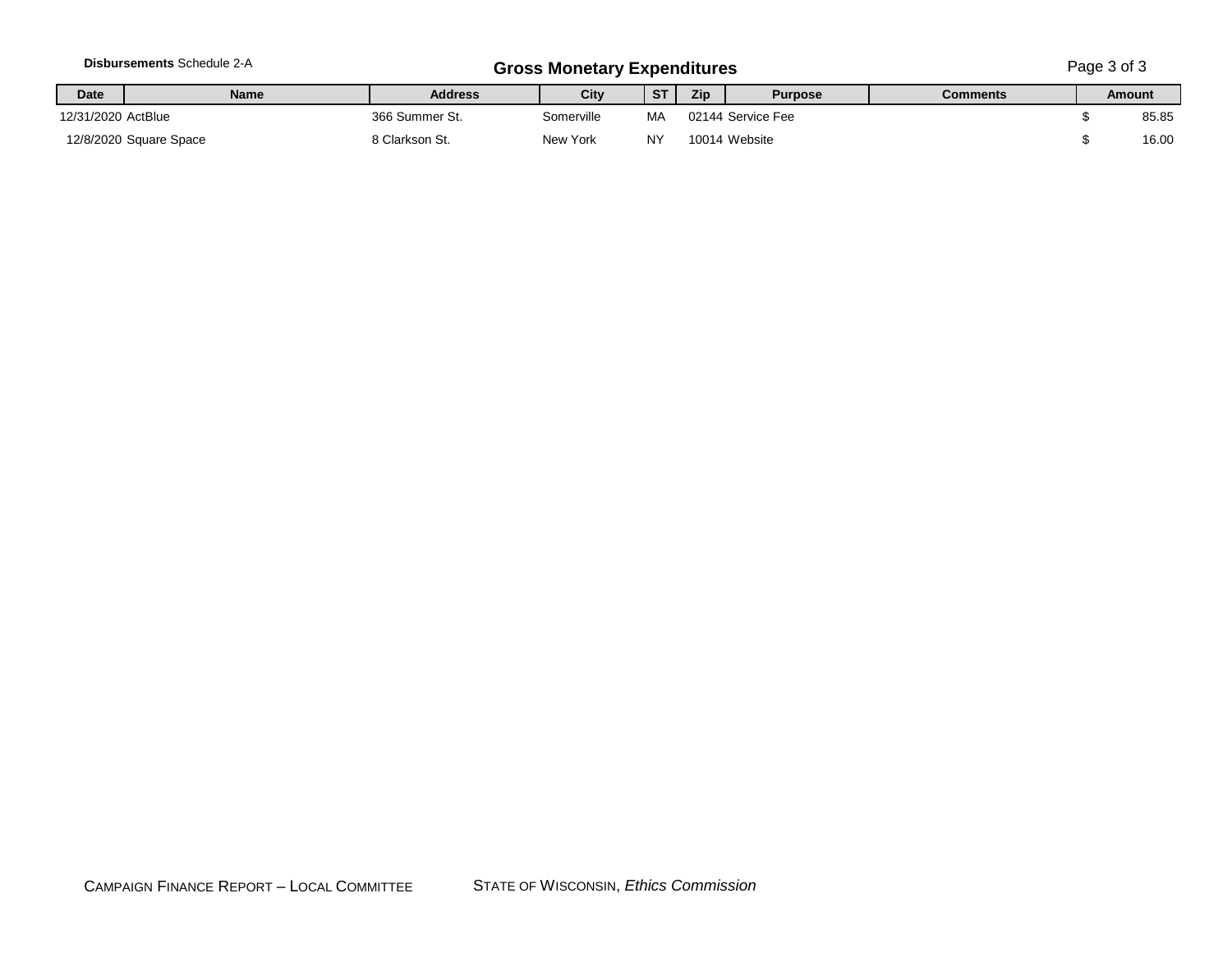**Disbursements** Schedule 2-A

## Gross Monetary Expenditures

| Date | Name | Address | City | ST | Zip | Purpose | Comments | Amount |
|---|---|---|---|---|---|---|---|---|
| 12/31/2020 | ActBlue | 366 Summer St. | Somerville | MA | 02144 | Service Fee | | $ 85.85 |
| 12/8/2020 | Square Space | 8 Clarkson St. | New York | NY | 10014 | Website | | $ 16.00 |

CAMPAIGN FINANCE REPORT – LOCAL COMMITTEE STATE OF WISCONSIN, *Ethics Commission*